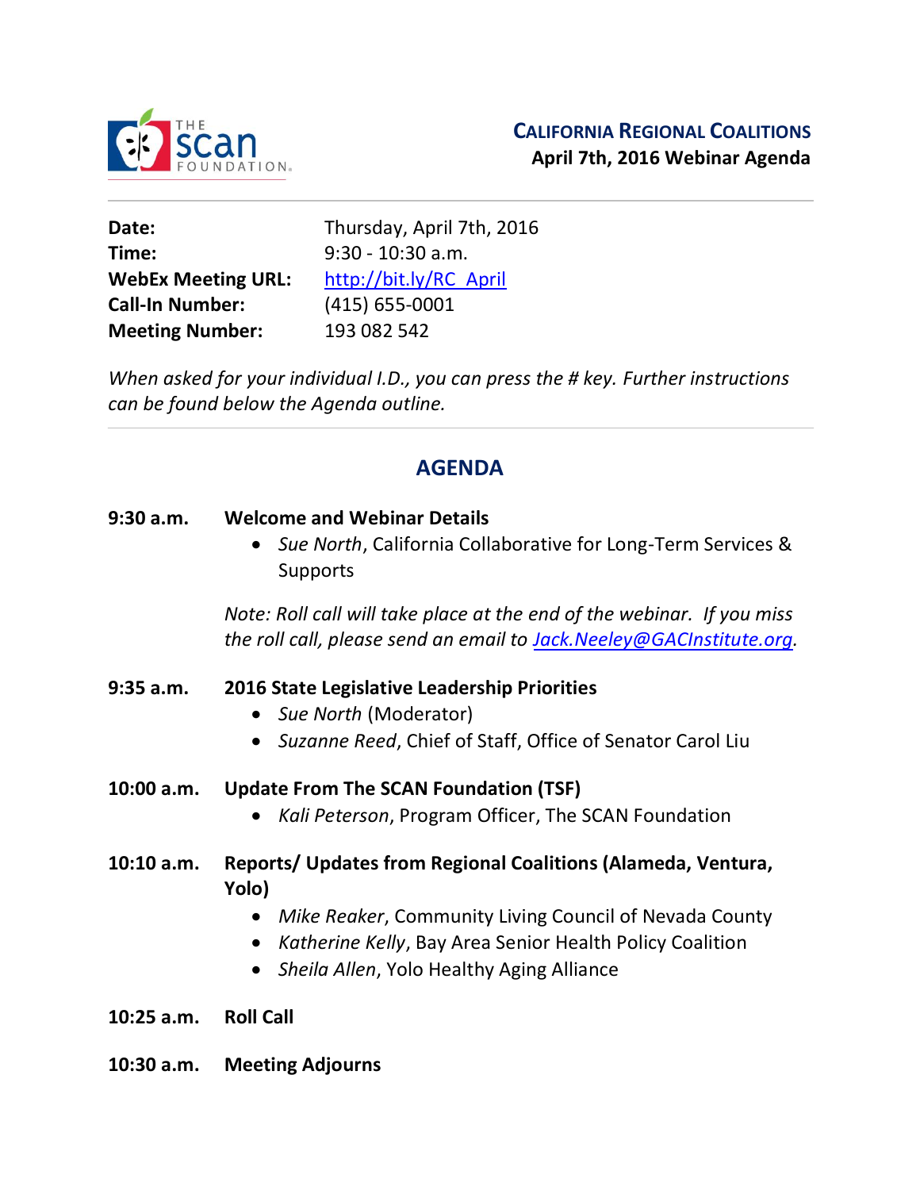THE SCAN FOUNDATION

# CALIFORNIA REGIONAL COALITIONS
## April 7th, 2016 Webinar Agenda

**Date:** Thursday, April 7th, 2016
**Time:** 9:30 - 10:30 a.m.
**WebEx Meeting URL:** http://bit.ly/RC_April
**Call-In Number:** (415) 655-0001
**Meeting Number:** 193 082 542

*When asked for your individual I.D., you can press the # key. Further instructions can be found below the Agenda outline.*

---

## AGENDA

**9:30 a.m.** **Welcome and Webinar Details**

- *Sue North*, California Collaborative for Long-Term Services & Supports

*Note: Roll call will take place at the end of the webinar. If you miss the roll call, please send an email to Jack.Neeley@GACInstitute.org.*

**9:35 a.m.** **2016 State Legislative Leadership Priorities**

- *Sue North* (Moderator)
- *Suzanne Reed*, Chief of Staff, Office of Senator Carol Liu

**10:00 a.m.** **Update From The SCAN Foundation (TSF)**

- *Kali Peterson*, Program Officer, The SCAN Foundation

**10:10 a.m.** **Reports/ Updates from Regional Coalitions (Alameda, Ventura, Yolo)**

- *Mike Reaker*, Community Living Council of Nevada County
- *Katherine Kelly*, Bay Area Senior Health Policy Coalition
- *Sheila Allen*, Yolo Healthy Aging Alliance

**10:25 a.m.** **Roll Call**

**10:30 a.m.** **Meeting Adjourns**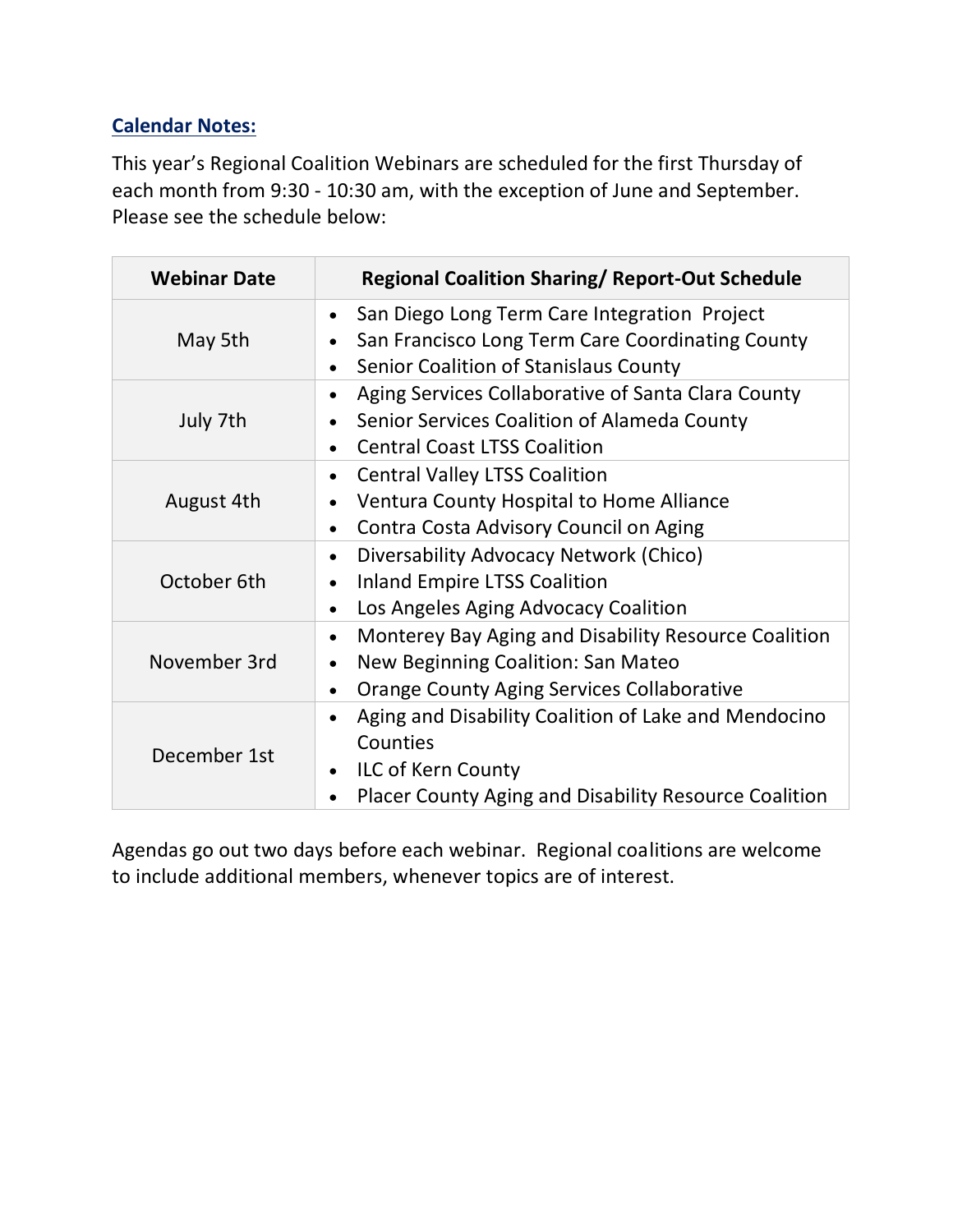**Calendar Notes:**

This year's Regional Coalition Webinars are scheduled for the first Thursday of each month from 9:30 - 10:30 am, with the exception of June and September. Please see the schedule below:

| Webinar Date | Regional Coalition Sharing/ Report-Out Schedule |
|---|---|
| May 5th | • San Diego Long Term Care Integration Project<br>• San Francisco Long Term Care Coordinating County<br>• Senior Coalition of Stanislaus County |
| July 7th | • Aging Services Collaborative of Santa Clara County<br>• Senior Services Coalition of Alameda County<br>• Central Coast LTSS Coalition |
| August 4th | • Central Valley LTSS Coalition<br>• Ventura County Hospital to Home Alliance<br>• Contra Costa Advisory Council on Aging |
| October 6th | • Diversability Advocacy Network (Chico)<br>• Inland Empire LTSS Coalition<br>• Los Angeles Aging Advocacy Coalition |
| November 3rd | • Monterey Bay Aging and Disability Resource Coalition<br>• New Beginning Coalition: San Mateo<br>• Orange County Aging Services Collaborative |
| December 1st | • Aging and Disability Coalition of Lake and Mendocino Counties<br>• ILC of Kern County<br>• Placer County Aging and Disability Resource Coalition |

Agendas go out two days before each webinar. Regional coalitions are welcome to include additional members, whenever topics are of interest.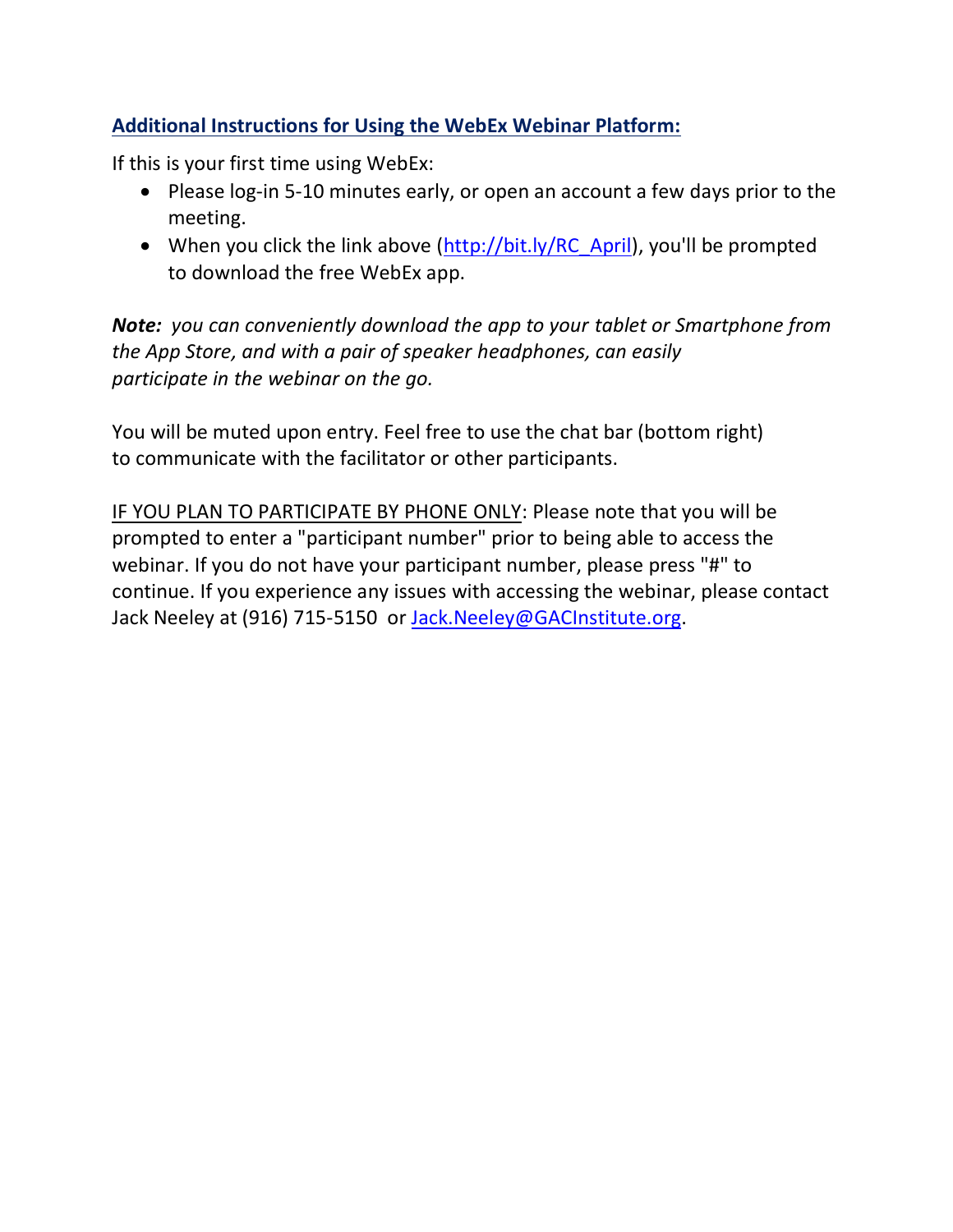## Additional Instructions for Using the WebEx Webinar Platform:

If this is your first time using WebEx:

- Please log-in 5-10 minutes early, or open an account a few days prior to the meeting.
- When you click the link above (http://bit.ly/RC_April), you'll be prompted to download the free WebEx app.

***Note:*** *you can conveniently download the app to your tablet or Smartphone from the App Store, and with a pair of speaker headphones, can easily participate in the webinar on the go.*

You will be muted upon entry. Feel free to use the chat bar (bottom right) to communicate with the facilitator or other participants.

IF YOU PLAN TO PARTICIPATE BY PHONE ONLY: Please note that you will be prompted to enter a "participant number" prior to being able to access the webinar. If you do not have your participant number, please press "#" to continue. If you experience any issues with accessing the webinar, please contact Jack Neeley at (916) 715-5150 or Jack.Neeley@GACInstitute.org.